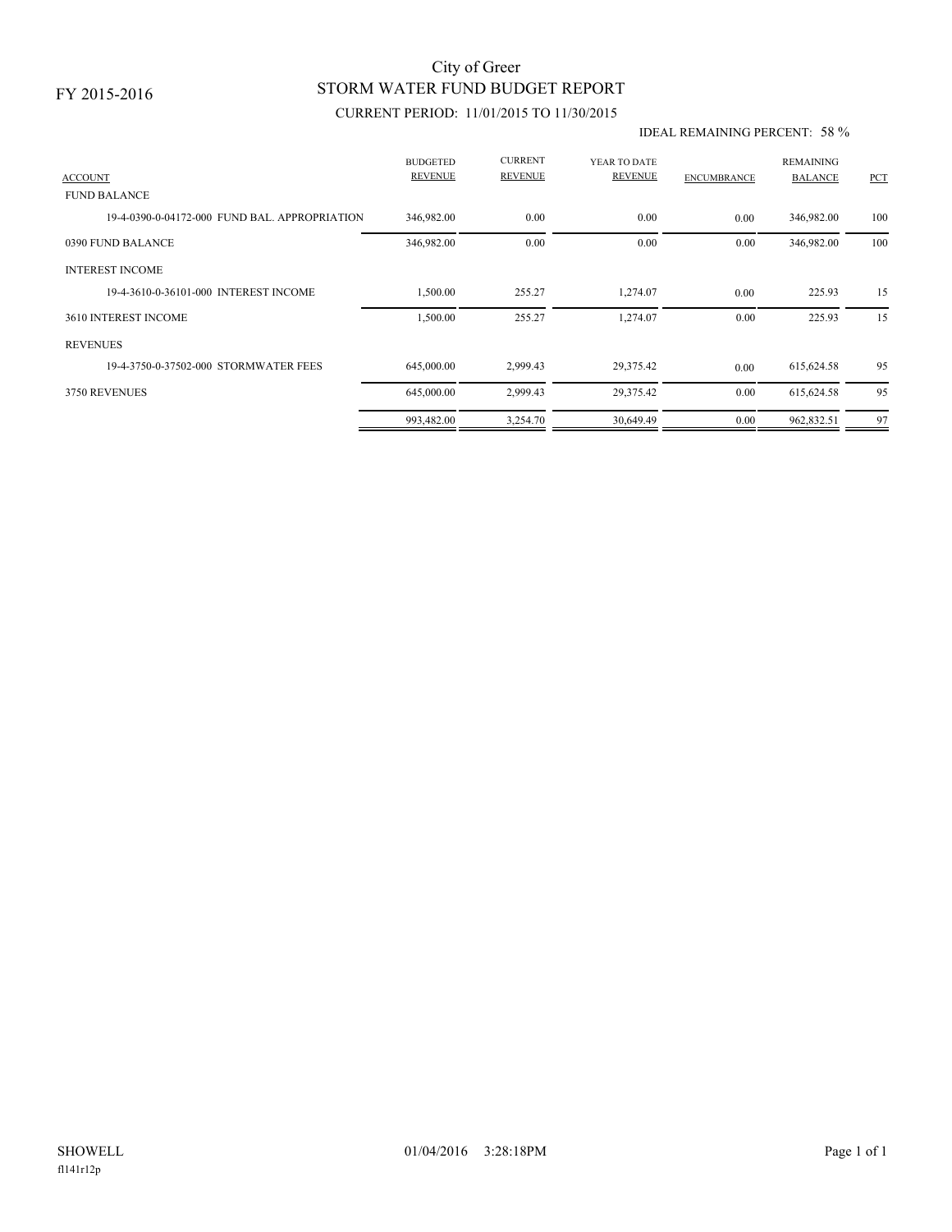FY 2015-2016

# City of Greer
## STORM WATER FUND BUDGET REPORT

CURRENT PERIOD: 11/01/2015 TO 11/30/2015

IDEAL REMAINING PERCENT: 58 %

| ACCOUNT | BUDGETED REVENUE | CURRENT REVENUE | YEAR TO DATE REVENUE | ENCUMBRANCE | REMAINING BALANCE | PCT |
|---|---|---|---|---|---|---|
| FUND BALANCE | | | | | | |
| 19-4-0390-0-04172-000 FUND BAL. APPROPRIATION | 346,982.00 | 0.00 | 0.00 | 0.00 | 346,982.00 | 100 |
| 0390 FUND BALANCE | 346,982.00 | 0.00 | 0.00 | 0.00 | 346,982.00 | 100 |
| INTEREST INCOME | | | | | | |
| 19-4-3610-0-36101-000 INTEREST INCOME | 1,500.00 | 255.27 | 1,274.07 | 0.00 | 225.93 | 15 |
| 3610 INTEREST INCOME | 1,500.00 | 255.27 | 1,274.07 | 0.00 | 225.93 | 15 |
| REVENUES | | | | | | |
| 19-4-3750-0-37502-000 STORMWATER FEES | 645,000.00 | 2,999.43 | 29,375.42 | 0.00 | 615,624.58 | 95 |
| 3750 REVENUES | 645,000.00 | 2,999.43 | 29,375.42 | 0.00 | 615,624.58 | 95 |
| | 993,482.00 | 3,254.70 | 30,649.49 | 0.00 | 962,832.51 | 97 |

SHOWELL 01/04/2016 3:28:18PM

fl141r12p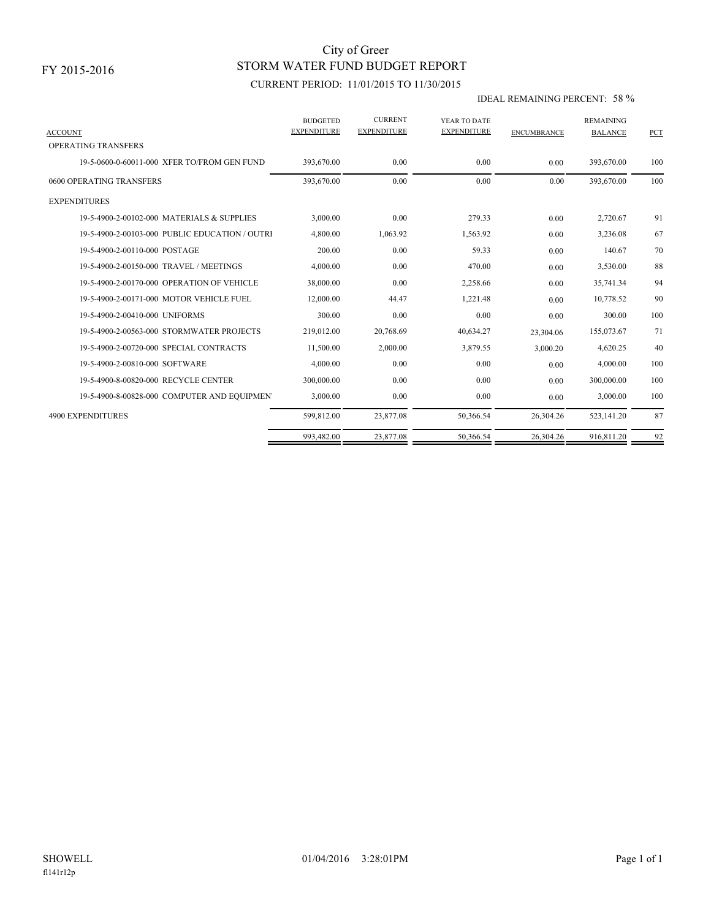FY 2015-2016

# City of Greer
## STORM WATER FUND BUDGET REPORT

CURRENT PERIOD: 11/01/2015 TO 11/30/2015

IDEAL REMAINING PERCENT: 58 %

| ACCOUNT | BUDGETED EXPENDITURE | CURRENT EXPENDITURE | YEAR TO DATE EXPENDITURE | ENCUMBRANCE | REMAINING BALANCE | PCT |
|---|---|---|---|---|---|---|
| OPERATING TRANSFERS | | | | | | |
| 19-5-0600-0-60011-000 XFER TO/FROM GEN FUND | 393,670.00 | 0.00 | 0.00 | 0.00 | 393,670.00 | 100 |
| 0600 OPERATING TRANSFERS | 393,670.00 | 0.00 | 0.00 | 0.00 | 393,670.00 | 100 |
| EXPENDITURES | | | | | | |
| 19-5-4900-2-00102-000 MATERIALS & SUPPLIES | 3,000.00 | 0.00 | 279.33 | 0.00 | 2,720.67 | 91 |
| 19-5-4900-2-00103-000 PUBLIC EDUCATION / OUTRI | 4,800.00 | 1,063.92 | 1,563.92 | 0.00 | 3,236.08 | 67 |
| 19-5-4900-2-00110-000 POSTAGE | 200.00 | 0.00 | 59.33 | 0.00 | 140.67 | 70 |
| 19-5-4900-2-00150-000 TRAVEL / MEETINGS | 4,000.00 | 0.00 | 470.00 | 0.00 | 3,530.00 | 88 |
| 19-5-4900-2-00170-000 OPERATION OF VEHICLE | 38,000.00 | 0.00 | 2,258.66 | 0.00 | 35,741.34 | 94 |
| 19-5-4900-2-00171-000 MOTOR VEHICLE FUEL | 12,000.00 | 44.47 | 1,221.48 | 0.00 | 10,778.52 | 90 |
| 19-5-4900-2-00410-000 UNIFORMS | 300.00 | 0.00 | 0.00 | 0.00 | 300.00 | 100 |
| 19-5-4900-2-00563-000 STORMWATER PROJECTS | 219,012.00 | 20,768.69 | 40,634.27 | 23,304.06 | 155,073.67 | 71 |
| 19-5-4900-2-00720-000 SPECIAL CONTRACTS | 11,500.00 | 2,000.00 | 3,879.55 | 3,000.20 | 4,620.25 | 40 |
| 19-5-4900-2-00810-000 SOFTWARE | 4,000.00 | 0.00 | 0.00 | 0.00 | 4,000.00 | 100 |
| 19-5-4900-8-00820-000 RECYCLE CENTER | 300,000.00 | 0.00 | 0.00 | 0.00 | 300,000.00 | 100 |
| 19-5-4900-8-00828-000 COMPUTER AND EQUIPMEN' | 3,000.00 | 0.00 | 0.00 | 0.00 | 3,000.00 | 100 |
| 4900 EXPENDITURES | 599,812.00 | 23,877.08 | 50,366.54 | 26,304.26 | 523,141.20 | 87 |
| | 993,482.00 | 23,877.08 | 50,366.54 | 26,304.26 | 916,811.20 | 92 |

SHOWELL 01/04/2016 3:28:01PM

fl141r12p